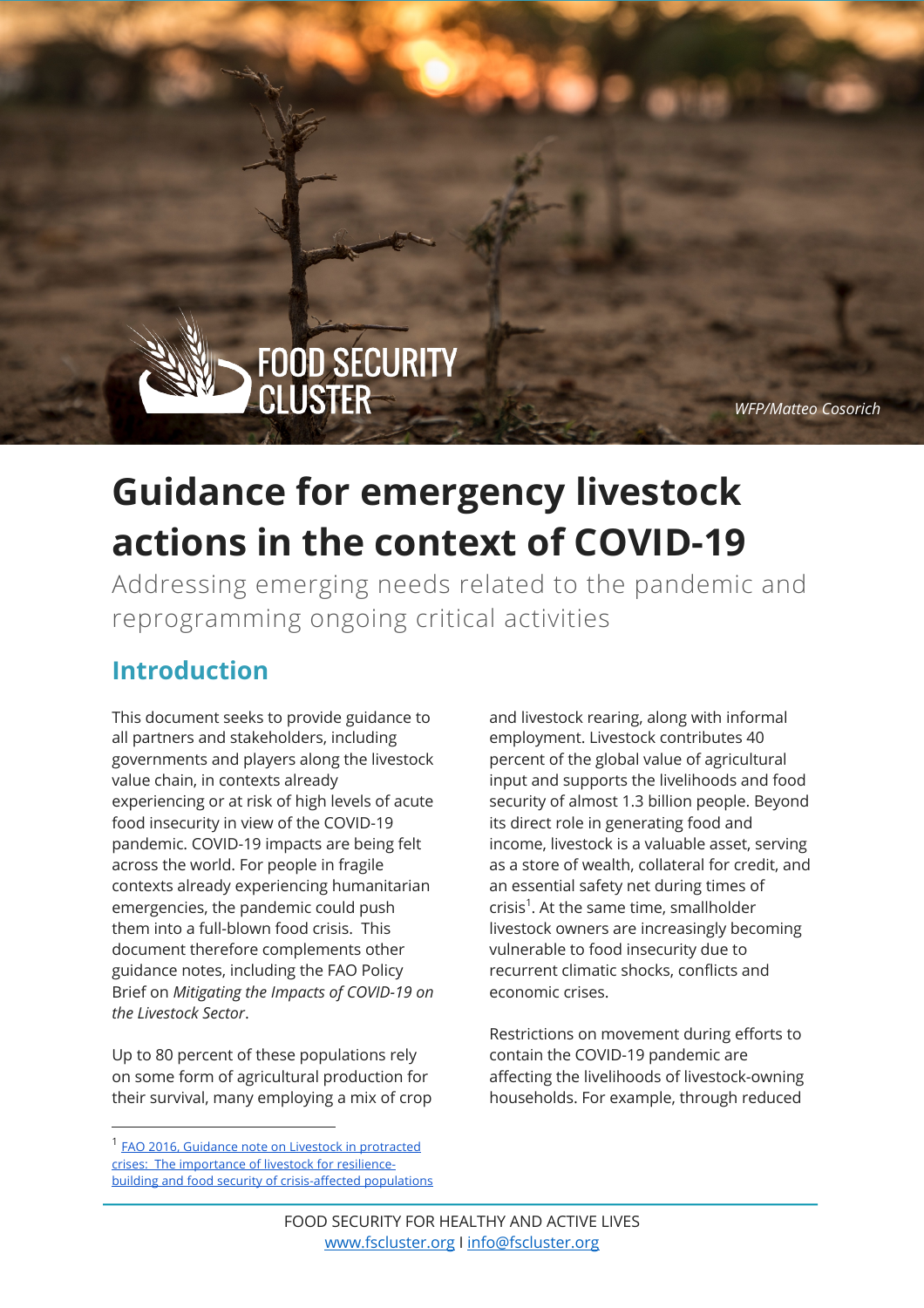FOOD SECURITY CLUSTER

WFP/Matteo Cosorich

# Guidance for emergency livestock actions in the context of COVID-19

Addressing emerging needs related to the pandemic and reprogramming ongoing critical activities

## Introduction

This document seeks to provide guidance to all partners and stakeholders, including governments and players along the livestock value chain, in contexts already experiencing or at risk of high levels of acute food insecurity in view of the COVID-19 pandemic. COVID-19 impacts are being felt across the world. For people in fragile contexts already experiencing humanitarian emergencies, the pandemic could push them into a full-blown food crisis. This document therefore complements other guidance notes, including the FAO Policy Brief on *Mitigating the Impacts of COVID-19 on the Livestock Sector*.

Up to 80 percent of these populations rely on some form of agricultural production for their survival, many employing a mix of crop and livestock rearing, along with informal employment. Livestock contributes 40 percent of the global value of agricultural input and supports the livelihoods and food security of almost 1.3 billion people. Beyond its direct role in generating food and income, livestock is a valuable asset, serving as a store of wealth, collateral for credit, and an essential safety net during times of crisis[1]. At the same time, smallholder livestock owners are increasingly becoming vulnerable to food insecurity due to recurrent climatic shocks, conflicts and economic crises.

Restrictions on movement during efforts to contain the COVID-19 pandemic are affecting the livelihoods of livestock-owning households. For example, through reduced

[1] FAO 2016, Guidance note on Livestock in protracted crises: The importance of livestock for resilience-building and food security of crisis-affected populations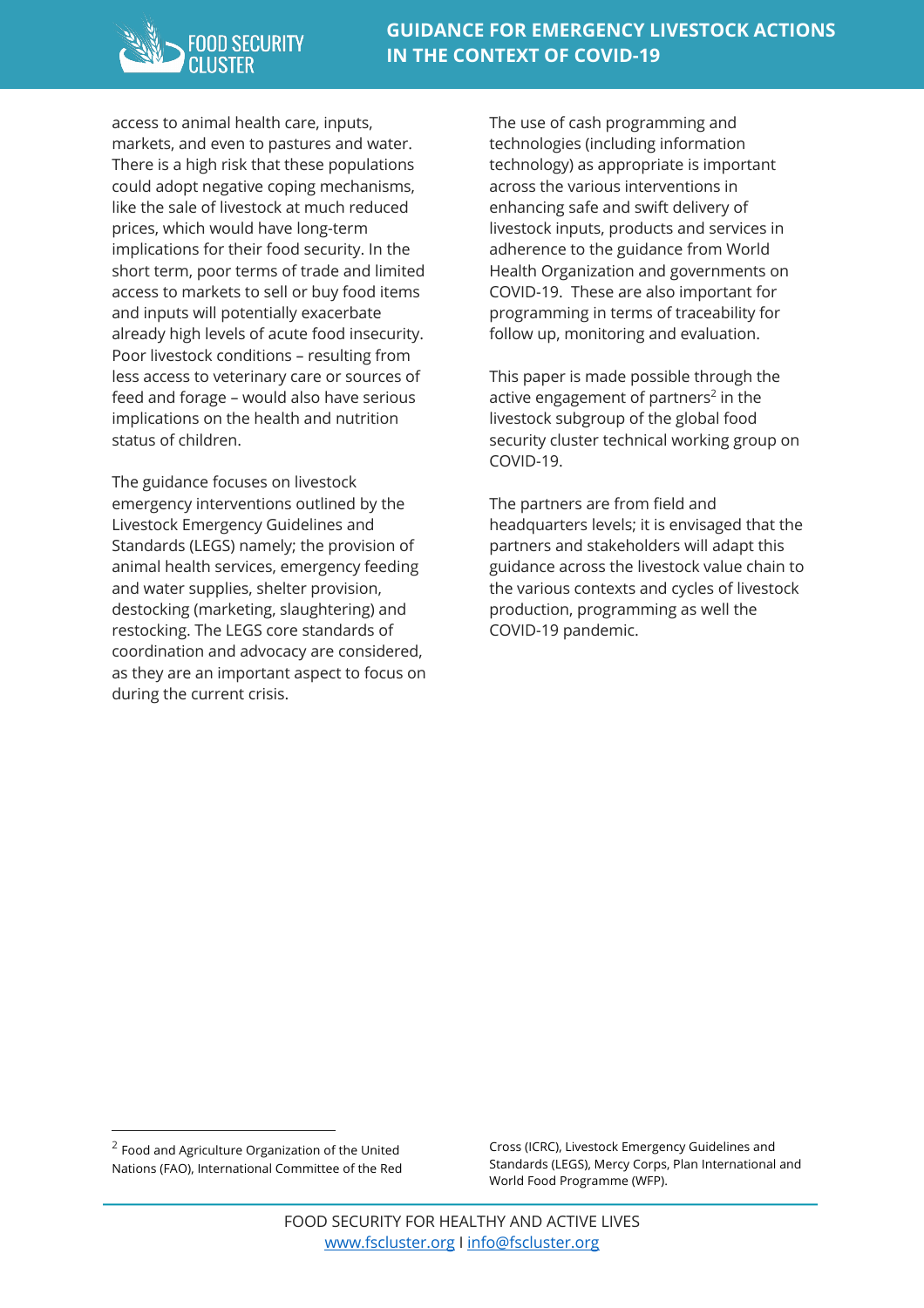access to animal health care, inputs, markets, and even to pastures and water. There is a high risk that these populations could adopt negative coping mechanisms, like the sale of livestock at much reduced prices, which would have long-term implications for their food security. In the short term, poor terms of trade and limited access to markets to sell or buy food items and inputs will potentially exacerbate already high levels of acute food insecurity. Poor livestock conditions – resulting from less access to veterinary care or sources of feed and forage – would also have serious implications on the health and nutrition status of children.

The guidance focuses on livestock emergency interventions outlined by the Livestock Emergency Guidelines and Standards (LEGS) namely; the provision of animal health services, emergency feeding and water supplies, shelter provision, destocking (marketing, slaughtering) and restocking. The LEGS core standards of coordination and advocacy are considered, as they are an important aspect to focus on during the current crisis.

The use of cash programming and technologies (including information technology) as appropriate is important across the various interventions in enhancing safe and swift delivery of livestock inputs, products and services in adherence to the guidance from World Health Organization and governments on COVID-19. These are also important for programming in terms of traceability for follow up, monitoring and evaluation.

This paper is made possible through the active engagement of partners[2] in the livestock subgroup of the global food security cluster technical working group on COVID-19.

The partners are from field and headquarters levels; it is envisaged that the partners and stakeholders will adapt this guidance across the livestock value chain to the various contexts and cycles of livestock production, programming as well the COVID-19 pandemic.

---

[2] Food and Agriculture Organization of the United Nations (FAO), International Committee of the Red Cross (ICRC), Livestock Emergency Guidelines and Standards (LEGS), Mercy Corps, Plan International and World Food Programme (WFP).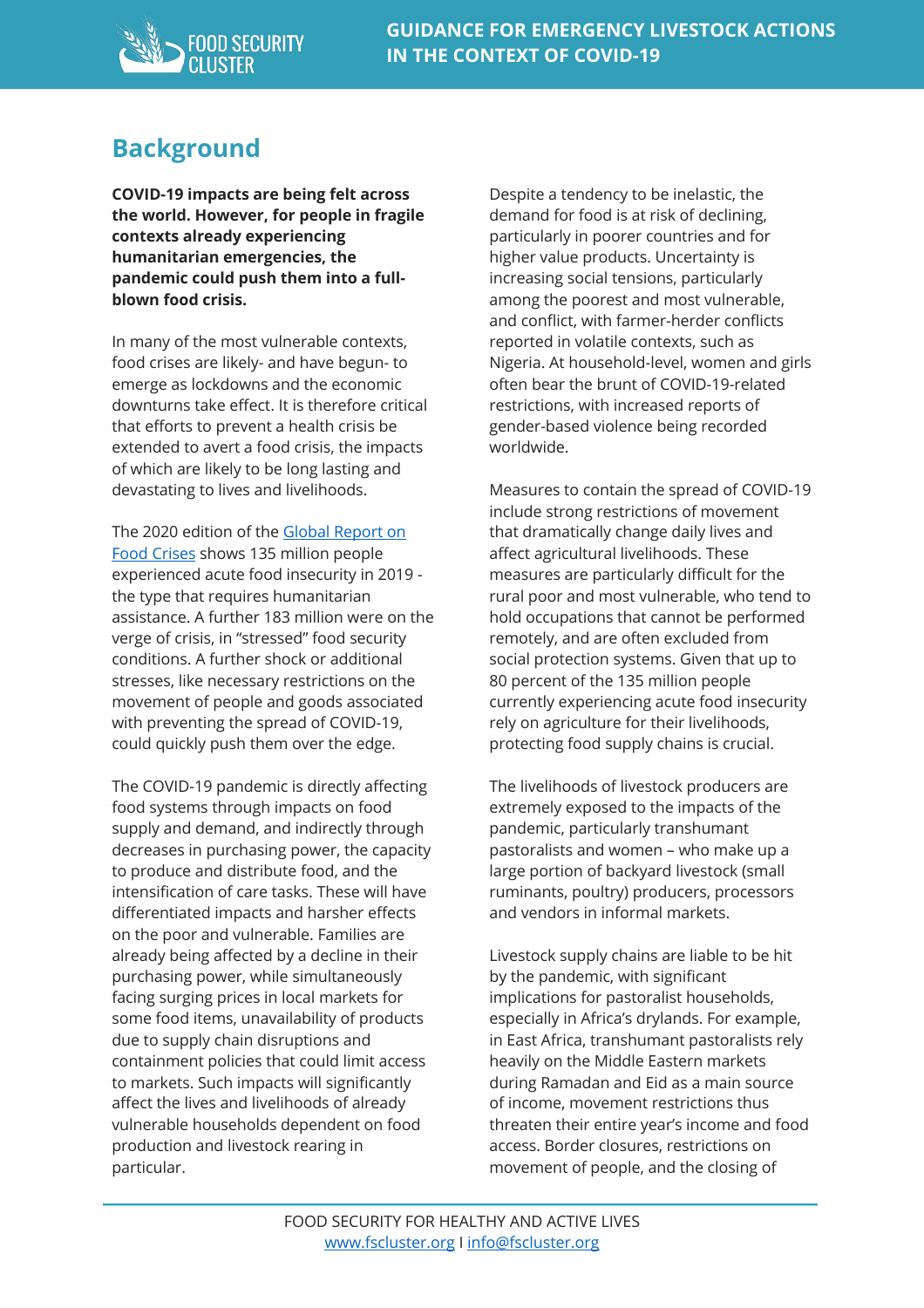## Background

**COVID-19 impacts are being felt across the world. However, for people in fragile contexts already experiencing humanitarian emergencies, the pandemic could push them into a full-blown food crisis.**

In many of the most vulnerable contexts, food crises are likely- and have begun- to emerge as lockdowns and the economic downturns take effect. It is therefore critical that efforts to prevent a health crisis be extended to avert a food crisis, the impacts of which are likely to be long lasting and devastating to lives and livelihoods.

The 2020 edition of the [Global Report on Food Crises](#) shows 135 million people experienced acute food insecurity in 2019 - the type that requires humanitarian assistance. A further 183 million were on the verge of crisis, in "stressed" food security conditions. A further shock or additional stresses, like necessary restrictions on the movement of people and goods associated with preventing the spread of COVID-19, could quickly push them over the edge.

The COVID-19 pandemic is directly affecting food systems through impacts on food supply and demand, and indirectly through decreases in purchasing power, the capacity to produce and distribute food, and the intensification of care tasks. These will have differentiated impacts and harsher effects on the poor and vulnerable. Families are already being affected by a decline in their purchasing power, while simultaneously facing surging prices in local markets for some food items, unavailability of products due to supply chain disruptions and containment policies that could limit access to markets. Such impacts will significantly affect the lives and livelihoods of already vulnerable households dependent on food production and livestock rearing in particular.

Despite a tendency to be inelastic, the demand for food is at risk of declining, particularly in poorer countries and for higher value products. Uncertainty is increasing social tensions, particularly among the poorest and most vulnerable, and conflict, with farmer-herder conflicts reported in volatile contexts, such as Nigeria. At household-level, women and girls often bear the brunt of COVID-19-related restrictions, with increased reports of gender-based violence being recorded worldwide.

Measures to contain the spread of COVID-19 include strong restrictions of movement that dramatically change daily lives and affect agricultural livelihoods. These measures are particularly difficult for the rural poor and most vulnerable, who tend to hold occupations that cannot be performed remotely, and are often excluded from social protection systems. Given that up to 80 percent of the 135 million people currently experiencing acute food insecurity rely on agriculture for their livelihoods, protecting food supply chains is crucial.

The livelihoods of livestock producers are extremely exposed to the impacts of the pandemic, particularly transhumant pastoralists and women – who make up a large portion of backyard livestock (small ruminants, poultry) producers, processors and vendors in informal markets.

Livestock supply chains are liable to be hit by the pandemic, with significant implications for pastoralist households, especially in Africa's drylands. For example, in East Africa, transhumant pastoralists rely heavily on the Middle Eastern markets during Ramadan and Eid as a main source of income, movement restrictions thus threaten their entire year's income and food access. Border closures, restrictions on movement of people, and the closing of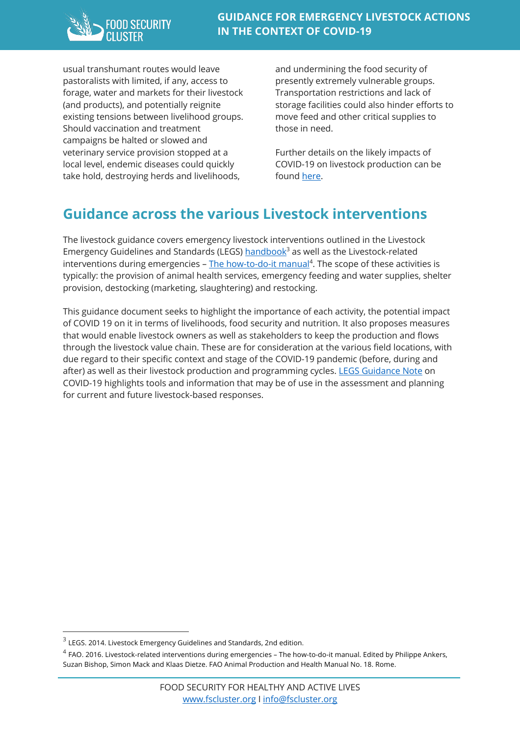usual transhumant routes would leave pastoralists with limited, if any, access to forage, water and markets for their livestock (and products), and potentially reignite existing tensions between livelihood groups. Should vaccination and treatment campaigns be halted or slowed and veterinary service provision stopped at a local level, endemic diseases could quickly take hold, destroying herds and livelihoods, and undermining the food security of presently extremely vulnerable groups. Transportation restrictions and lack of storage facilities could also hinder efforts to move feed and other critical supplies to those in need.

Further details on the likely impacts of COVID-19 on livestock production can be found here.

## Guidance across the various Livestock interventions

The livestock guidance covers emergency livestock interventions outlined in the Livestock Emergency Guidelines and Standards (LEGS) handbook[3] as well as the Livestock-related interventions during emergencies – The how-to-do-it manual[4]. The scope of these activities is typically: the provision of animal health services, emergency feeding and water supplies, shelter provision, destocking (marketing, slaughtering) and restocking.

This guidance document seeks to highlight the importance of each activity, the potential impact of COVID 19 on it in terms of livelihoods, food security and nutrition. It also proposes measures that would enable livestock owners as well as stakeholders to keep the production and flows through the livestock value chain. These are for consideration at the various field locations, with due regard to their specific context and stage of the COVID-19 pandemic (before, during and after) as well as their livestock production and programming cycles. LEGS Guidance Note on COVID-19 highlights tools and information that may be of use in the assessment and planning for current and future livestock-based responses.

---

[3] LEGS. 2014. Livestock Emergency Guidelines and Standards, 2nd edition.

[4] FAO. 2016. Livestock-related interventions during emergencies – The how-to-do-it manual. Edited by Philippe Ankers, Suzan Bishop, Simon Mack and Klaas Dietze. FAO Animal Production and Health Manual No. 18. Rome.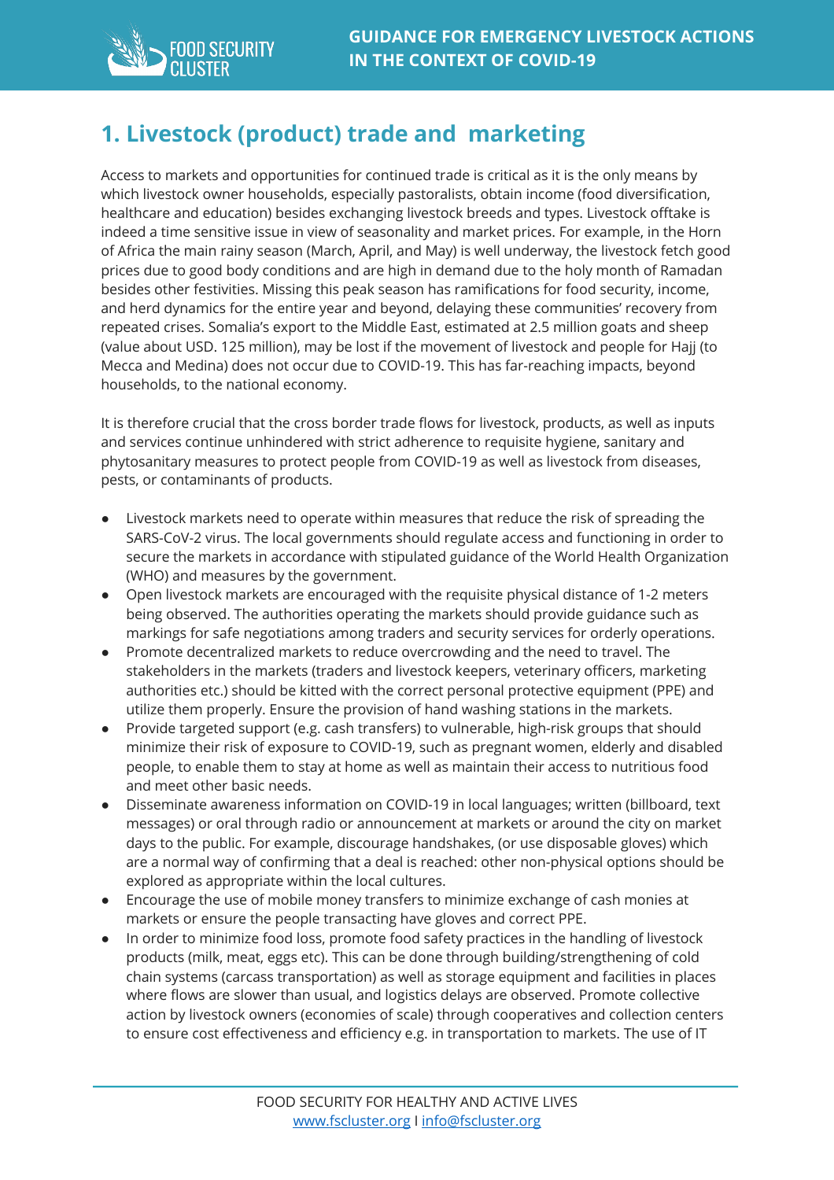# 1. Livestock (product) trade and marketing

Access to markets and opportunities for continued trade is critical as it is the only means by which livestock owner households, especially pastoralists, obtain income (food diversification, healthcare and education) besides exchanging livestock breeds and types. Livestock offtake is indeed a time sensitive issue in view of seasonality and market prices. For example, in the Horn of Africa the main rainy season (March, April, and May) is well underway, the livestock fetch good prices due to good body conditions and are high in demand due to the holy month of Ramadan besides other festivities. Missing this peak season has ramifications for food security, income, and herd dynamics for the entire year and beyond, delaying these communities' recovery from repeated crises. Somalia's export to the Middle East, estimated at 2.5 million goats and sheep (value about USD. 125 million), may be lost if the movement of livestock and people for Hajj (to Mecca and Medina) does not occur due to COVID-19. This has far-reaching impacts, beyond households, to the national economy.

It is therefore crucial that the cross border trade flows for livestock, products, as well as inputs and services continue unhindered with strict adherence to requisite hygiene, sanitary and phytosanitary measures to protect people from COVID-19 as well as livestock from diseases, pests, or contaminants of products.

- Livestock markets need to operate within measures that reduce the risk of spreading the SARS-CoV-2 virus. The local governments should regulate access and functioning in order to secure the markets in accordance with stipulated guidance of the World Health Organization (WHO) and measures by the government.
- Open livestock markets are encouraged with the requisite physical distance of 1-2 meters being observed. The authorities operating the markets should provide guidance such as markings for safe negotiations among traders and security services for orderly operations.
- Promote decentralized markets to reduce overcrowding and the need to travel. The stakeholders in the markets (traders and livestock keepers, veterinary officers, marketing authorities etc.) should be kitted with the correct personal protective equipment (PPE) and utilize them properly. Ensure the provision of hand washing stations in the markets.
- Provide targeted support (e.g. cash transfers) to vulnerable, high-risk groups that should minimize their risk of exposure to COVID-19, such as pregnant women, elderly and disabled people, to enable them to stay at home as well as maintain their access to nutritious food and meet other basic needs.
- Disseminate awareness information on COVID-19 in local languages; written (billboard, text messages) or oral through radio or announcement at markets or around the city on market days to the public. For example, discourage handshakes, (or use disposable gloves) which are a normal way of confirming that a deal is reached: other non-physical options should be explored as appropriate within the local cultures.
- Encourage the use of mobile money transfers to minimize exchange of cash monies at markets or ensure the people transacting have gloves and correct PPE.
- In order to minimize food loss, promote food safety practices in the handling of livestock products (milk, meat, eggs etc). This can be done through building/strengthening of cold chain systems (carcass transportation) as well as storage equipment and facilities in places where flows are slower than usual, and logistics delays are observed. Promote collective action by livestock owners (economies of scale) through cooperatives and collection centers to ensure cost effectiveness and efficiency e.g. in transportation to markets. The use of IT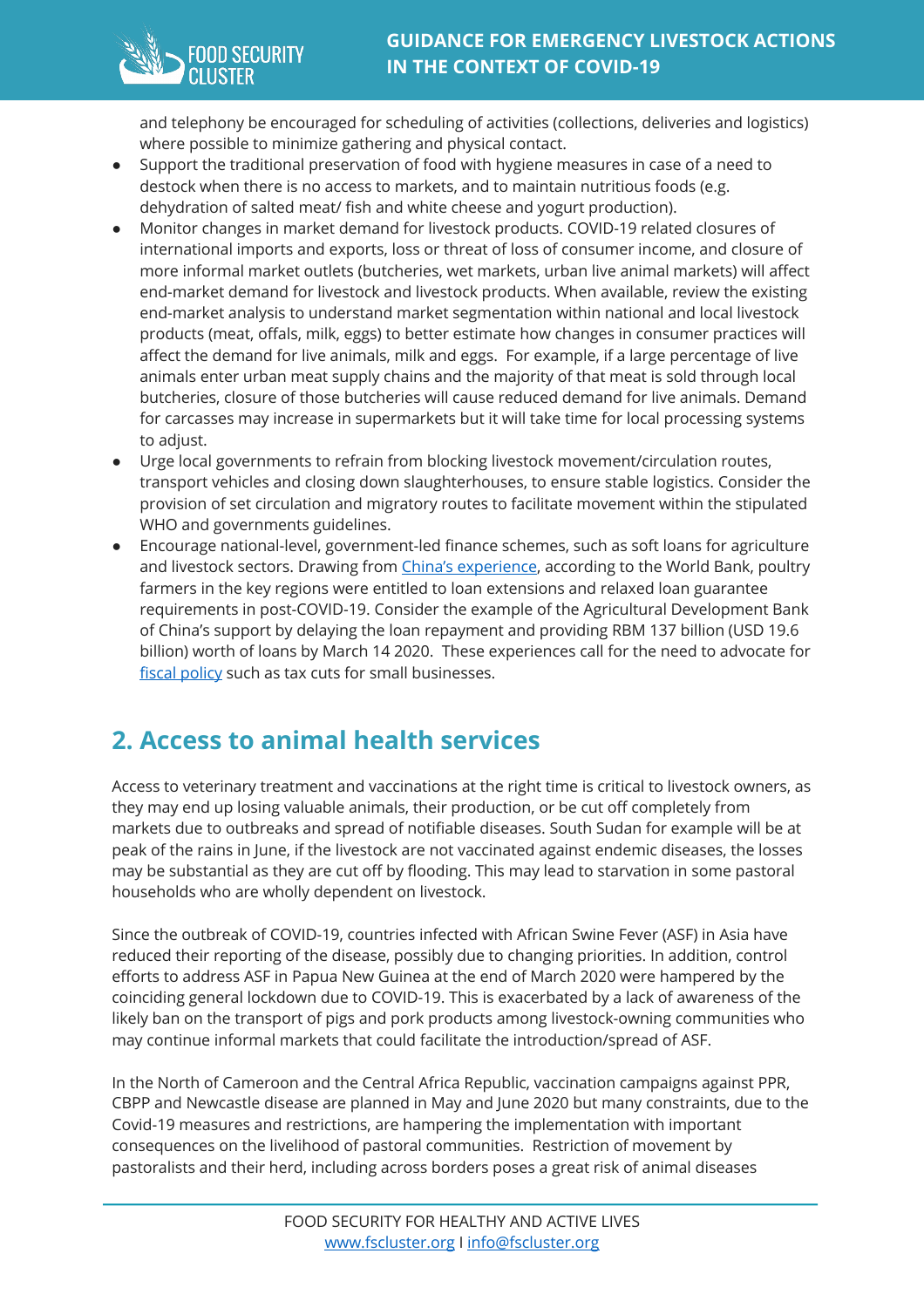and telephony be encouraged for scheduling of activities (collections, deliveries and logistics) where possible to minimize gathering and physical contact.

- Support the traditional preservation of food with hygiene measures in case of a need to destock when there is no access to markets, and to maintain nutritious foods (e.g. dehydration of salted meat/ fish and white cheese and yogurt production).
- Monitor changes in market demand for livestock products. COVID-19 related closures of international imports and exports, loss or threat of loss of consumer income, and closure of more informal market outlets (butcheries, wet markets, urban live animal markets) will affect end-market demand for livestock and livestock products. When available, review the existing end-market analysis to understand market segmentation within national and local livestock products (meat, offals, milk, eggs) to better estimate how changes in consumer practices will affect the demand for live animals, milk and eggs. For example, if a large percentage of live animals enter urban meat supply chains and the majority of that meat is sold through local butcheries, closure of those butcheries will cause reduced demand for live animals. Demand for carcasses may increase in supermarkets but it will take time for local processing systems to adjust.
- Urge local governments to refrain from blocking livestock movement/circulation routes, transport vehicles and closing down slaughterhouses, to ensure stable logistics. Consider the provision of set circulation and migratory routes to facilitate movement within the stipulated WHO and governments guidelines.
- Encourage national-level, government-led finance schemes, such as soft loans for agriculture and livestock sectors. Drawing from China's experience, according to the World Bank, poultry farmers in the key regions were entitled to loan extensions and relaxed loan guarantee requirements in post-COVID-19. Consider the example of the Agricultural Development Bank of China's support by delaying the loan repayment and providing RBM 137 billion (USD 19.6 billion) worth of loans by March 14 2020. These experiences call for the need to advocate for fiscal policy such as tax cuts for small businesses.

## 2. Access to animal health services

Access to veterinary treatment and vaccinations at the right time is critical to livestock owners, as they may end up losing valuable animals, their production, or be cut off completely from markets due to outbreaks and spread of notifiable diseases. South Sudan for example will be at peak of the rains in June, if the livestock are not vaccinated against endemic diseases, the losses may be substantial as they are cut off by flooding. This may lead to starvation in some pastoral households who are wholly dependent on livestock.

Since the outbreak of COVID-19, countries infected with African Swine Fever (ASF) in Asia have reduced their reporting of the disease, possibly due to changing priorities. In addition, control efforts to address ASF in Papua New Guinea at the end of March 2020 were hampered by the coinciding general lockdown due to COVID-19. This is exacerbated by a lack of awareness of the likely ban on the transport of pigs and pork products among livestock-owning communities who may continue informal markets that could facilitate the introduction/spread of ASF.

In the North of Cameroon and the Central Africa Republic, vaccination campaigns against PPR, CBPP and Newcastle disease are planned in May and June 2020 but many constraints, due to the Covid-19 measures and restrictions, are hampering the implementation with important consequences on the livelihood of pastoral communities. Restriction of movement by pastoralists and their herd, including across borders poses a great risk of animal diseases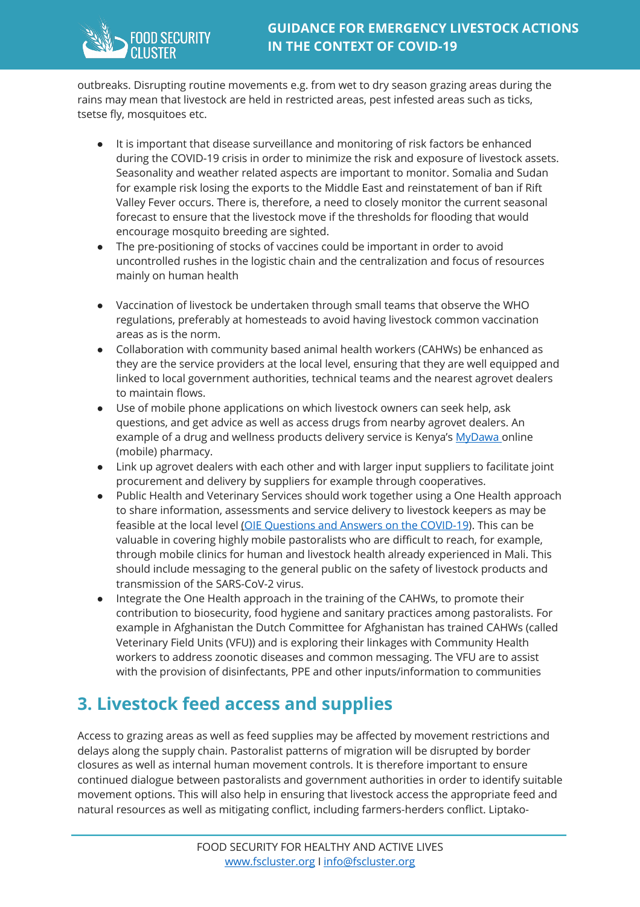outbreaks. Disrupting routine movements e.g. from wet to dry season grazing areas during the rains may mean that livestock are held in restricted areas, pest infested areas such as ticks, tsetse fly, mosquitoes etc.

- It is important that disease surveillance and monitoring of risk factors be enhanced during the COVID-19 crisis in order to minimize the risk and exposure of livestock assets. Seasonality and weather related aspects are important to monitor. Somalia and Sudan for example risk losing the exports to the Middle East and reinstatement of ban if Rift Valley Fever occurs. There is, therefore, a need to closely monitor the current seasonal forecast to ensure that the livestock move if the thresholds for flooding that would encourage mosquito breeding are sighted.
- The pre-positioning of stocks of vaccines could be important in order to avoid uncontrolled rushes in the logistic chain and the centralization and focus of resources mainly on human health
- Vaccination of livestock be undertaken through small teams that observe the WHO regulations, preferably at homesteads to avoid having livestock common vaccination areas as is the norm.
- Collaboration with community based animal health workers (CAHWs) be enhanced as they are the service providers at the local level, ensuring that they are well equipped and linked to local government authorities, technical teams and the nearest agrovet dealers to maintain flows.
- Use of mobile phone applications on which livestock owners can seek help, ask questions, and get advice as well as access drugs from nearby agrovet dealers. An example of a drug and wellness products delivery service is Kenya's MyDawa online (mobile) pharmacy.
- Link up agrovet dealers with each other and with larger input suppliers to facilitate joint procurement and delivery by suppliers for example through cooperatives.
- Public Health and Veterinary Services should work together using a One Health approach to share information, assessments and service delivery to livestock keepers as may be feasible at the local level (OIE Questions and Answers on the COVID-19). This can be valuable in covering highly mobile pastoralists who are difficult to reach, for example, through mobile clinics for human and livestock health already experienced in Mali. This should include messaging to the general public on the safety of livestock products and transmission of the SARS-CoV-2 virus.
- Integrate the One Health approach in the training of the CAHWs, to promote their contribution to biosecurity, food hygiene and sanitary practices among pastoralists. For example in Afghanistan the Dutch Committee for Afghanistan has trained CAHWs (called Veterinary Field Units (VFU)) and is exploring their linkages with Community Health workers to address zoonotic diseases and common messaging. The VFU are to assist with the provision of disinfectants, PPE and other inputs/information to communities

## 3. Livestock feed access and supplies

Access to grazing areas as well as feed supplies may be affected by movement restrictions and delays along the supply chain. Pastoralist patterns of migration will be disrupted by border closures as well as internal human movement controls. It is therefore important to ensure continued dialogue between pastoralists and government authorities in order to identify suitable movement options. This will also help in ensuring that livestock access the appropriate feed and natural resources as well as mitigating conflict, including farmers-herders conflict. Liptako-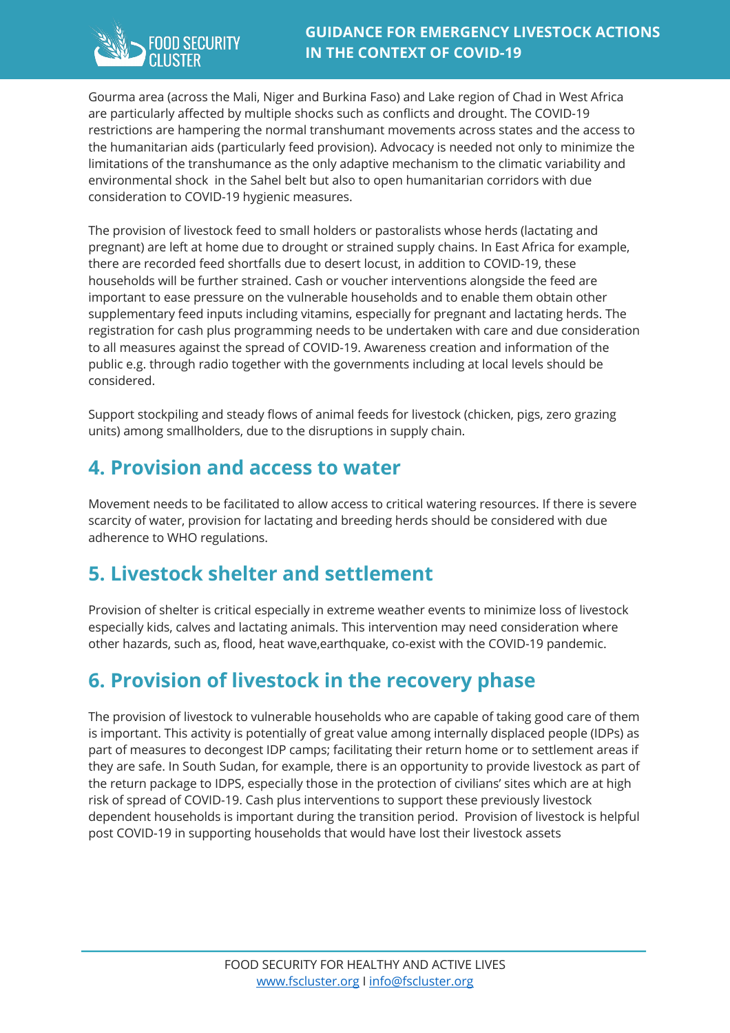Gourma area (across the Mali, Niger and Burkina Faso) and Lake region of Chad in West Africa are particularly affected by multiple shocks such as conflicts and drought. The COVID-19 restrictions are hampering the normal transhumant movements across states and the access to the humanitarian aids (particularly feed provision). Advocacy is needed not only to minimize the limitations of the transhumance as the only adaptive mechanism to the climatic variability and environmental shock in the Sahel belt but also to open humanitarian corridors with due consideration to COVID-19 hygienic measures.

The provision of livestock feed to small holders or pastoralists whose herds (lactating and pregnant) are left at home due to drought or strained supply chains. In East Africa for example, there are recorded feed shortfalls due to desert locust, in addition to COVID-19, these households will be further strained. Cash or voucher interventions alongside the feed are important to ease pressure on the vulnerable households and to enable them obtain other supplementary feed inputs including vitamins, especially for pregnant and lactating herds. The registration for cash plus programming needs to be undertaken with care and due consideration to all measures against the spread of COVID-19. Awareness creation and information of the public e.g. through radio together with the governments including at local levels should be considered.

Support stockpiling and steady flows of animal feeds for livestock (chicken, pigs, zero grazing units) among smallholders, due to the disruptions in supply chain.

## 4. Provision and access to water

Movement needs to be facilitated to allow access to critical watering resources. If there is severe scarcity of water, provision for lactating and breeding herds should be considered with due adherence to WHO regulations.

## 5. Livestock shelter and settlement

Provision of shelter is critical especially in extreme weather events to minimize loss of livestock especially kids, calves and lactating animals. This intervention may need consideration where other hazards, such as, flood, heat wave,earthquake, co-exist with the COVID-19 pandemic.

## 6. Provision of livestock in the recovery phase

The provision of livestock to vulnerable households who are capable of taking good care of them is important. This activity is potentially of great value among internally displaced people (IDPs) as part of measures to decongest IDP camps; facilitating their return home or to settlement areas if they are safe. In South Sudan, for example, there is an opportunity to provide livestock as part of the return package to IDPS, especially those in the protection of civilians' sites which are at high risk of spread of COVID-19. Cash plus interventions to support these previously livestock dependent households is important during the transition period. Provision of livestock is helpful post COVID-19 in supporting households that would have lost their livestock assets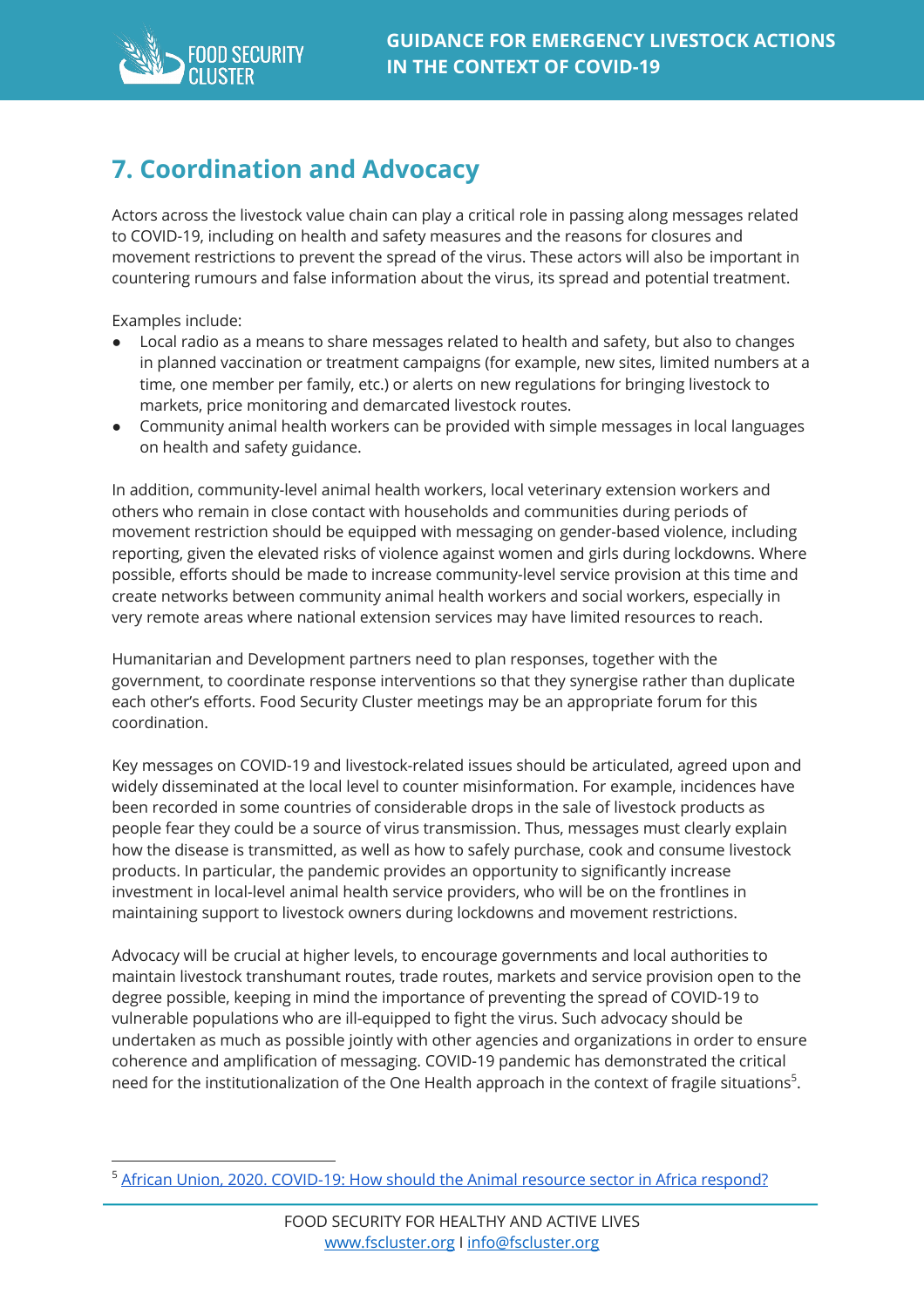## 7. Coordination and Advocacy

Actors across the livestock value chain can play a critical role in passing along messages related to COVID-19, including on health and safety measures and the reasons for closures and movement restrictions to prevent the spread of the virus. These actors will also be important in countering rumours and false information about the virus, its spread and potential treatment.

Examples include:

- Local radio as a means to share messages related to health and safety, but also to changes in planned vaccination or treatment campaigns (for example, new sites, limited numbers at a time, one member per family, etc.) or alerts on new regulations for bringing livestock to markets, price monitoring and demarcated livestock routes.
- Community animal health workers can be provided with simple messages in local languages on health and safety guidance.

In addition, community-level animal health workers, local veterinary extension workers and others who remain in close contact with households and communities during periods of movement restriction should be equipped with messaging on gender-based violence, including reporting, given the elevated risks of violence against women and girls during lockdowns. Where possible, efforts should be made to increase community-level service provision at this time and create networks between community animal health workers and social workers, especially in very remote areas where national extension services may have limited resources to reach.

Humanitarian and Development partners need to plan responses, together with the government, to coordinate response interventions so that they synergise rather than duplicate each other's efforts. Food Security Cluster meetings may be an appropriate forum for this coordination.

Key messages on COVID-19 and livestock-related issues should be articulated, agreed upon and widely disseminated at the local level to counter misinformation. For example, incidences have been recorded in some countries of considerable drops in the sale of livestock products as people fear they could be a source of virus transmission. Thus, messages must clearly explain how the disease is transmitted, as well as how to safely purchase, cook and consume livestock products. In particular, the pandemic provides an opportunity to significantly increase investment in local-level animal health service providers, who will be on the frontlines in maintaining support to livestock owners during lockdowns and movement restrictions.

Advocacy will be crucial at higher levels, to encourage governments and local authorities to maintain livestock transhumant routes, trade routes, markets and service provision open to the degree possible, keeping in mind the importance of preventing the spread of COVID-19 to vulnerable populations who are ill-equipped to fight the virus. Such advocacy should be undertaken as much as possible jointly with other agencies and organizations in order to ensure coherence and amplification of messaging. COVID-19 pandemic has demonstrated the critical need for the institutionalization of the One Health approach in the context of fragile situations[5].

---

[5] African Union, 2020. COVID-19: How should the Animal resource sector in Africa respond?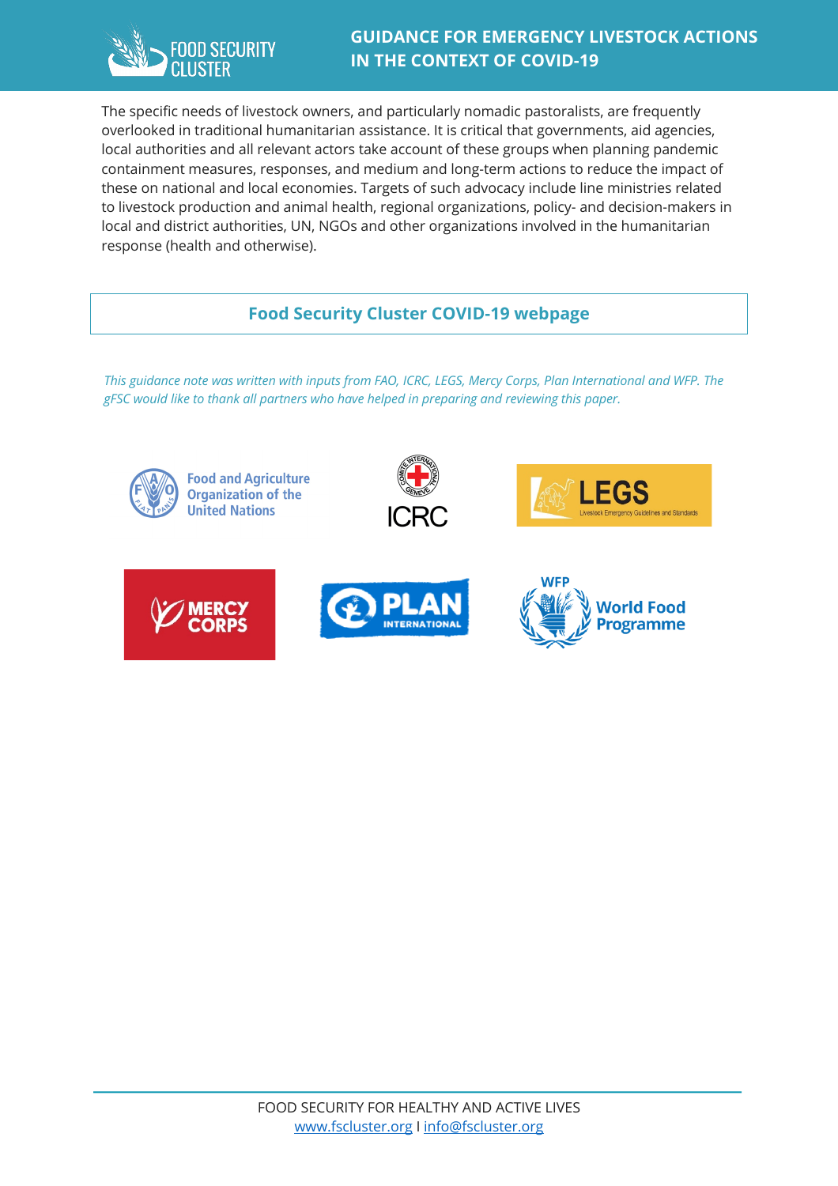The specific needs of livestock owners, and particularly nomadic pastoralists, are frequently overlooked in traditional humanitarian assistance. It is critical that governments, aid agencies, local authorities and all relevant actors take account of these groups when planning pandemic containment measures, responses, and medium and long-term actions to reduce the impact of these on national and local economies. Targets of such advocacy include line ministries related to livestock production and animal health, regional organizations, policy- and decision-makers in local and district authorities, UN, NGOs and other organizations involved in the humanitarian response (health and otherwise).

**Food Security Cluster COVID-19 webpage**

*This guidance note was written with inputs from FAO, ICRC, LEGS, Mercy Corps, Plan International and WFP. The gFSC would like to thank all partners who have helped in preparing and reviewing this paper.*

Food and Agriculture Organization of the United Nations

ICRC

LEGS
Livestock Emergency Guidelines and Standards

MERCY CORPS

PLAN INTERNATIONAL

WFP World Food Programme